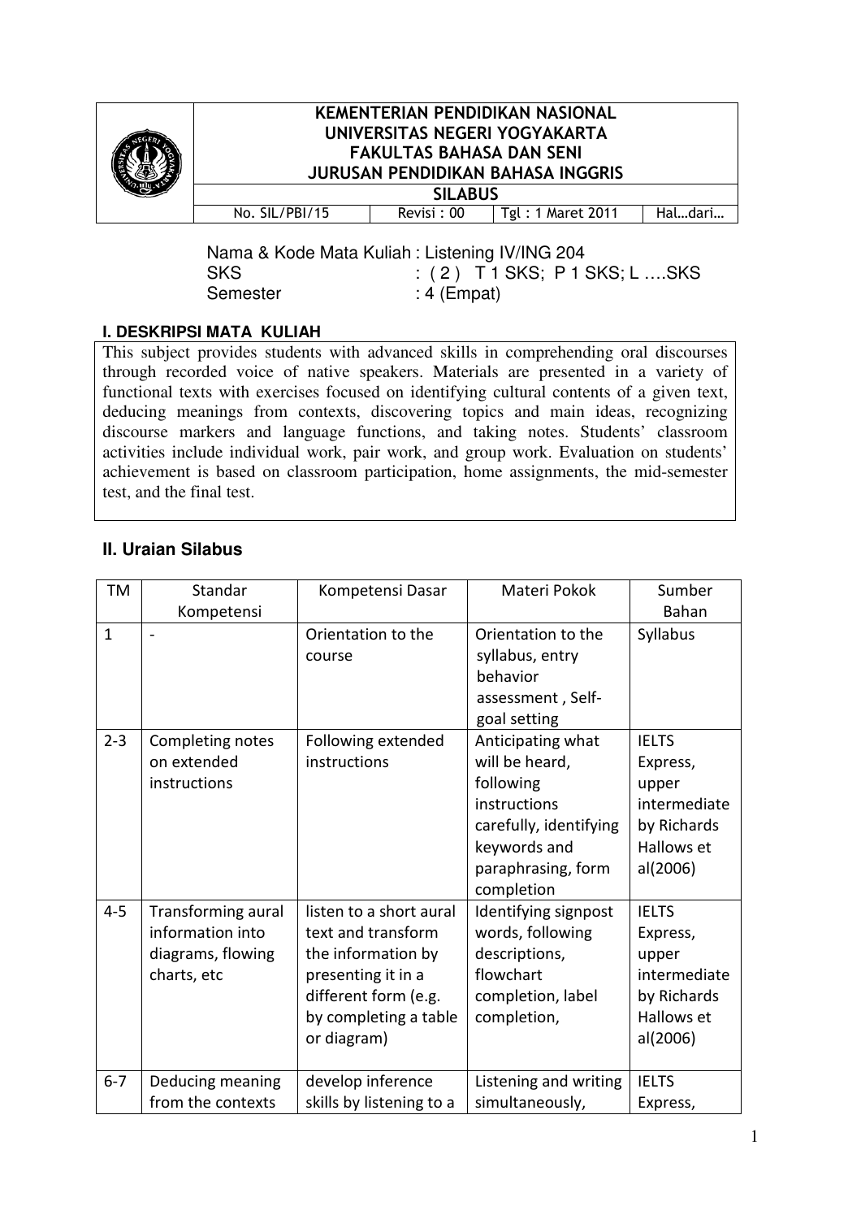| | KEMENTERIAN PENDIDIKAN NASIONAL<br>UNIVERSITAS NEGERI YOGYAKARTA<br>FAKULTAS BAHASA DAN SENI<br>JURUSAN PENDIDIKAN BAHASA INGGRIS | | | |
|---|---|---|---|---|
| | SILABUS | | | |
| | No. SIL/PBI/15 | Revisi : 00 | Tgl : 1 Maret 2011 | Hal…dari… |

Nama & Kode Mata Kuliah : Listening IV/ING 204
SKS : ( 2 ) T 1 SKS; P 1 SKS; L ….SKS
Semester : 4 (Empat)

**I. DESKRIPSI MATA KULIAH**

This subject provides students with advanced skills in comprehending oral discourses through recorded voice of native speakers. Materials are presented in a variety of functional texts with exercises focused on identifying cultural contents of a given text, deducing meanings from contexts, discovering topics and main ideas, recognizing discourse markers and language functions, and taking notes. Students' classroom activities include individual work, pair work, and group work. Evaluation on students' achievement is based on classroom participation, home assignments, the mid-semester test, and the final test.

## II. Uraian Silabus

| TM | Standar Kompetensi | Kompetensi Dasar | Materi Pokok | Sumber Bahan |
|---|---|---|---|---|
| 1 | - | Orientation to the course | Orientation to the syllabus, entry behavior assessment , Self-goal setting | Syllabus |
| 2-3 | Completing notes on extended instructions | Following extended instructions | Anticipating what will be heard, following instructions carefully, identifying keywords and paraphrasing, form completion | IELTS Express, upper intermediate by Richards Hallows et al(2006) |
| 4-5 | Transforming aural information into diagrams, flowing charts, etc | listen to a short aural text and transform the information by presenting it in a different form (e.g. by completing a table or diagram) | Identifying signpost words, following descriptions, flowchart completion, label completion, | IELTS Express, upper intermediate by Richards Hallows et al(2006) |
| 6-7 | Deducing meaning from the contexts | develop inference skills by listening to a | Listening and writing simultaneously, | IELTS Express, |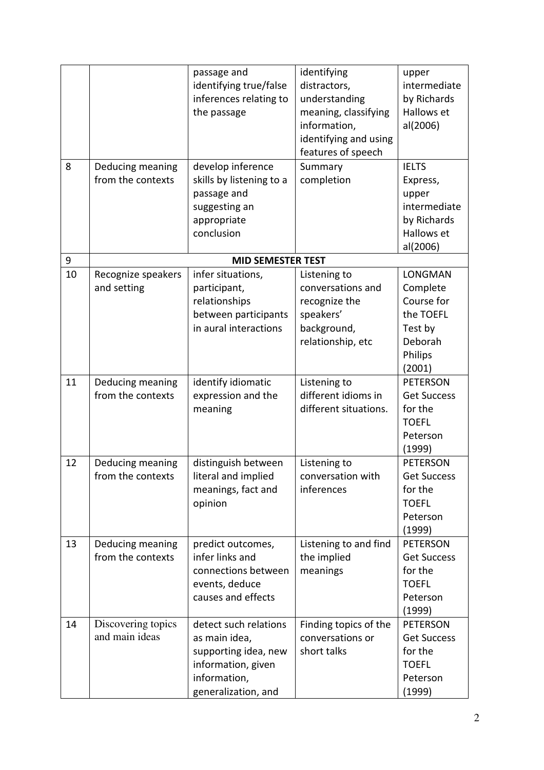|  |  |  |  |  |
|---|---|---|---|---|
|  |  | passage and identifying true/false inferences relating to the passage | identifying distractors, understanding meaning, classifying information, identifying and using features of speech | upper intermediate by Richards Hallows et al(2006) |
| 8 | Deducing meaning from the contexts | develop inference skills by listening to a passage and suggesting an appropriate conclusion | Summary completion | IELTS Express, upper intermediate by Richards Hallows et al(2006) |
| 9 | **MID SEMESTER TEST** |  |  |  |
| 10 | Recognize speakers and setting | infer situations, participant, relationships between participants in aural interactions | Listening to conversations and recognize the speakers' background, relationship, etc | LONGMAN Complete Course for the TOEFL Test by Deborah Philips (2001) |
| 11 | Deducing meaning from the contexts | identify idiomatic expression and the meaning | Listening to different idioms in different situations. | PETERSON Get Success for the TOEFL Peterson (1999) |
| 12 | Deducing meaning from the contexts | distinguish between literal and implied meanings, fact and opinion | Listening to conversation with inferences | PETERSON Get Success for the TOEFL Peterson (1999) |
| 13 | Deducing meaning from the contexts | predict outcomes, infer links and connections between events, deduce causes and effects | Listening to and find the implied meanings | PETERSON Get Success for the TOEFL Peterson (1999) |
| 14 | Discovering topics and main ideas | detect such relations as main idea, supporting idea, new information, given information, generalization, and | Finding topics of the conversations or short talks | PETERSON Get Success for the TOEFL Peterson (1999) |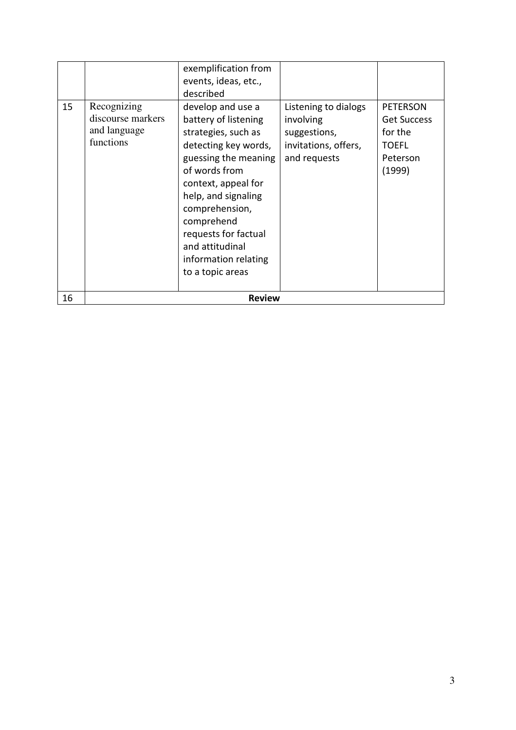| | | | | |
|---|---|---|---|---|
| | | exemplification from events, ideas, etc., described | | |
| 15 | Recognizing discourse markers and language functions | develop and use a battery of listening strategies, such as detecting key words, guessing the meaning of words from context, appeal for help, and signaling comprehension, comprehend requests for factual and attitudinal information relating to a topic areas | Listening to dialogs involving suggestions, invitations, offers, and requests | PETERSON Get Success for the TOEFL Peterson (1999) |
| 16 | **Review** | | | |